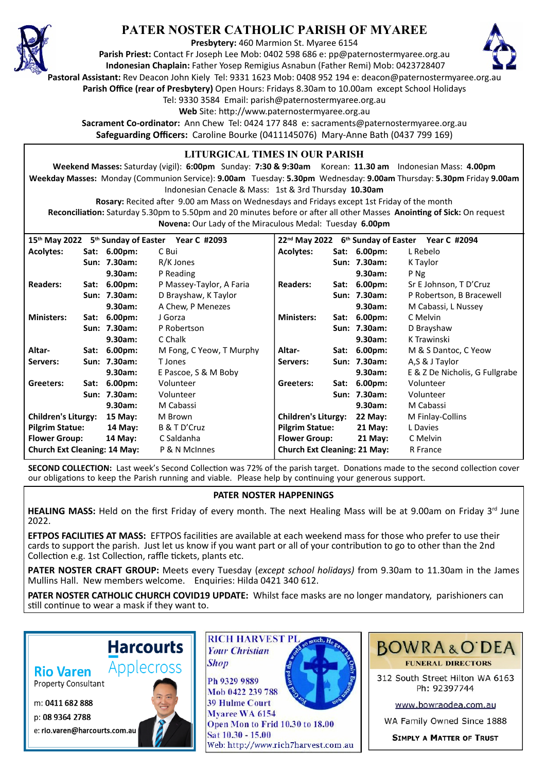# PATER NOSTER CATHOLIC PARISH OF MYAREE

**Presbytery:** 460 Marmion St. Myaree 6154
**Parish Priest:** Contact Fr Joseph Lee Mob: 0402 598 686 e: pp@paternostermyaree.org.au
**Indonesian Chaplain:** Father Yosep Remigius Asnabun (Father Remi) Mob: 0423728407
**Pastoral Assistant:** Rev Deacon John Kiely Tel: 9331 1623 Mob: 0408 952 194 e: deacon@paternostermyaree.org.au
**Parish Office (rear of Presbytery)** Open Hours: Fridays 8.30am to 10.00am except School Holidays
Tel: 9330 3584 Email: parish@paternostermyaree.org.au
**Web** Site: http://www.paternostermyaree.org.au
**Sacrament Co-ordinator:** Ann Chew Tel: 0424 177 848 e: sacraments@paternostermyaree.org.au
**Safeguarding Officers:** Caroline Bourke (0411145076) Mary-Anne Bath (0437 799 169)

## LITURGICAL TIMES IN OUR PARISH

**Weekend Masses:** Saturday (vigil): **6:00pm** Sunday: **7:30 & 9:30am** Korean: **11.30 am** Indonesian Mass: **4.00pm**
**Weekday Masses:** Monday (Communion Service): **9.00am** Tuesday: **5.30pm** Wednesday: **9.00am** Thursday: **5.30pm** Friday **9.00am**
Indonesian Cenacle & Mass: 1st & 3rd Thursday **10.30am**
**Rosary:** Recited after 9.00 am Mass on Wednesdays and Fridays except 1st Friday of the month
**Reconciliation:** Saturday 5.30pm to 5.50pm and 20 minutes before or after all other Masses **Anointing of Sick:** On request
**Novena:** Our Lady of the Miraculous Medal: Tuesday **6.00pm**

| **15th May 2022 5th Sunday of Easter Year C #2093** | | | | **22nd May 2022 6th Sunday of Easter Year C #2094** | | | |
|---|---|---|---|---|---|---|---|
| **Acolytes:** | **Sat:** | **6.00pm:** | C Bui | **Acolytes:** | **Sat:** | **6.00pm:** | L Rebelo |
| | **Sun:** | **7.30am:** | R/K Jones | | **Sun:** | **7.30am:** | K Taylor |
| | | **9.30am:** | P Reading | | | **9.30am:** | P Ng |
| **Readers:** | **Sat:** | **6.00pm:** | P Massey-Taylor, A Faria | **Readers:** | **Sat:** | **6.00pm:** | Sr E Johnson, T D'Cruz |
| | **Sun:** | **7.30am:** | D Brayshaw, K Taylor | | **Sun:** | **7.30am:** | P Robertson, B Bracewell |
| | | **9.30am:** | A Chew, P Menezes | | | **9.30am:** | M Cabassi, L Nussey |
| **Ministers:** | **Sat:** | **6.00pm:** | J Gorza | **Ministers:** | **Sat:** | **6.00pm:** | C Melvin |
| | **Sun:** | **7.30am:** | P Robertson | | **Sun:** | **7.30am:** | D Brayshaw |
| | | **9.30am:** | C Chalk | | | **9.30am:** | K Trawinski |
| **Altar-** | **Sat:** | **6.00pm:** | M Fong, C Yeow, T Murphy | **Altar-** | **Sat:** | **6.00pm:** | M & S Dantoc, C Yeow |
| **Servers:** | **Sun:** | **7.30am:** | T Jones | **Servers:** | **Sun:** | **7.30am:** | A,S & J Taylor |
| | | **9.30am:** | E Pascoe, S & M Boby | | | **9.30am:** | E & Z De Nicholis, G Fullgrabe |
| **Greeters:** | **Sat:** | **6.00pm:** | Volunteer | **Greeters:** | **Sat:** | **6.00pm:** | Volunteer |
| | **Sun:** | **7.30am:** | Volunteer | | **Sun:** | **7.30am:** | Volunteer |
| | | **9.30am:** | M Cabassi | | | **9.30am:** | M Cabassi |
| **Children's Liturgy:** | | **15 May:** | M Brown | **Children's Liturgy:** | | **22 May:** | M Finlay-Collins |
| **Pilgrim Statue:** | | **14 May:** | B & T D'Cruz | **Pilgrim Statue:** | | **21 May:** | L Davies |
| **Flower Group:** | | **14 May:** | C Saldanha | **Flower Group:** | | **21 May:** | C Melvin |
| **Church Ext Cleaning: 14 May:** | | | P & N McInnes | **Church Ext Cleaning: 21 May:** | | | R France |

**SECOND COLLECTION:** Last week's Second Collection was 72% of the parish target. Donations made to the second collection cover our obligations to keep the Parish running and viable. Please help by continuing your generous support.

## PATER NOSTER HAPPENINGS

**HEALING MASS:** Held on the first Friday of every month. The next Healing Mass will be at 9.00am on Friday 3rd June 2022.

**EFTPOS FACILITIES AT MASS:** EFTPOS facilities are available at each weekend mass for those who prefer to use their cards to support the parish. Just let us know if you want part or all of your contribution to go to other than the 2nd Collection e.g. 1st Collection, raffle tickets, plants etc.

**PATER NOSTER CRAFT GROUP:** Meets every Tuesday (*except school holidays)* from 9.30am to 11.30am in the James Mullins Hall. New members welcome. Enquiries: Hilda 0421 340 612.

**PATER NOSTER CATHOLIC CHURCH COVID19 UPDATE:** Whilst face masks are no longer mandatory, parishioners can still continue to wear a mask if they want to.

---

**Harcourts Applecross**
**Rio Varen**
Property Consultant
m: **0411 682 888**
p: **08 9364 2788**
e: **rio.varen@harcourts.com.au**

**RICH HARVEST PL**
*Your Christian Shop*
Ph 9329 9889
Mob 0422 239 788
39 Hulme Court
Myaree WA 6154
Open Mon to Frid 10.30 to 18.00
Sat 10.30 - 15.00
Web: http://www.rich7harvest.com.au

**BOWRA & O'DEA**
**FUNERAL DIRECTORS**
312 South Street Hilton WA 6163
Ph: 92397744
www.bowraodea.com.au
WA Family Owned Since 1888
**SIMPLY A MATTER OF TRUST**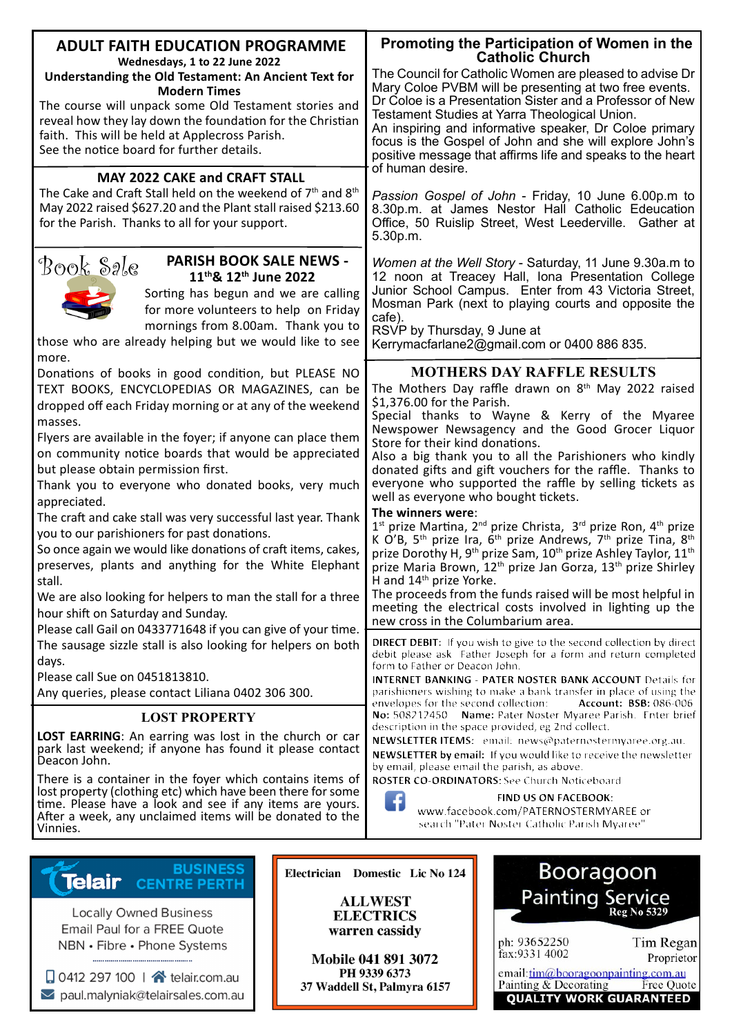## ADULT FAITH EDUCATION PROGRAMME

**Wednesdays, 1 to 22 June 2022**

**Understanding the Old Testament: An Ancient Text for Modern Times**

The course will unpack some Old Testament stories and reveal how they lay down the foundation for the Christian faith. This will be held at Applecross Parish.
See the notice board for further details.

## MAY 2022 CAKE and CRAFT STALL

The Cake and Craft Stall held on the weekend of 7th and 8th May 2022 raised $627.20 and the Plant stall raised $213.60 for the Parish. Thanks to all for your support.

## Book Sale

## PARISH BOOK SALE NEWS - 11th & 12th June 2022

Sorting has begun and we are calling for more volunteers to help on Friday mornings from 8.00am. Thank you to those who are already helping but we would like to see more.

Donations of books in good condition, but PLEASE NO TEXT BOOKS, ENCYCLOPEDIAS OR MAGAZINES, can be dropped off each Friday morning or at any of the weekend masses.

Flyers are available in the foyer; if anyone can place them on community notice boards that would be appreciated but please obtain permission first.

Thank you to everyone who donated books, very much appreciated.

The craft and cake stall was very successful last year. Thank you to our parishioners for past donations.

So once again we would like donations of craft items, cakes, preserves, plants and anything for the White Elephant stall.

We are also looking for helpers to man the stall for a three hour shift on Saturday and Sunday.

Please call Gail on 0433771648 if you can give of your time.

The sausage sizzle stall is also looking for helpers on both days.

Please call Sue on 0451813810.

Any queries, please contact Liliana 0402 306 300.

## LOST PROPERTY

**LOST EARRING**: An earring was lost in the church or car park last weekend; if anyone has found it please contact Deacon John.

There is a container in the foyer which contains items of lost property (clothing etc) which have been there for some time. Please have a look and see if any items are yours. After a week, any unclaimed items will be donated to the Vinnies.

## Promoting the Participation of Women in the Catholic Church

The Council for Catholic Women are pleased to advise Dr Mary Coloe PVBM will be presenting at two free events. Dr Coloe is a Presentation Sister and a Professor of New Testament Studies at Yarra Theological Union.
An inspiring and informative speaker, Dr Coloe primary focus is the Gospel of John and she will explore John's positive message that affirms life and speaks to the heart of human desire.

*Passion Gospel of John* - Friday, 10 June 6.00p.m. to 8.30p.m. at James Nestor Hall Catholic Edeucation Office, 50 Ruislip Street, West Leederville. Gather at 5.30p.m.

*Women at the Well Story* - Saturday, 11 June 9.30a.m to 12 noon at Treacey Hall, Iona Presentation College Junior School Campus. Enter from 43 Victoria Street, Mosman Park (next to playing courts and opposite the cafe).
RSVP by Thursday, 9 June at Kerrymacfarlane2@gmail.com or 0400 886 835.

## MOTHERS DAY RAFFLE RESULTS

The Mothers Day raffle drawn on 8th May 2022 raised $1,376.00 for the Parish.
Special thanks to Wayne & Kerry of the Myaree Newspower Newsagency and the Good Grocer Liquor Store for their kind donations.
Also a big thank you to all the Parishioners who kindly donated gifts and gift vouchers for the raffle. Thanks to everyone who supported the raffle by selling tickets as well as everyone who bought tickets.

**The winners were**:
1st prize Martina, 2nd prize Christa, 3rd prize Ron, 4th prize K O'B, 5th prize Ira, 6th prize Andrews, 7th prize Tina, 8th prize Dorothy H, 9th prize Sam, 10th prize Ashley Taylor, 11th prize Maria Brown, 12th prize Jan Gorza, 13th prize Shirley H and 14th prize Yorke.
The proceeds from the funds raised will be most helpful in meeting the electrical costs involved in lighting up the new cross in the Columbarium area.

**DIRECT DEBIT**: If you wish to give to the second collection by direct debit please ask Father Joseph for a form and return completed form to Father or Deacon John.

**INTERNET BANKING - PATER NOSTER BANK ACCOUNT** Details for parishioners wishing to make a bank transfer in place of using the envelopes for the second collection: **Account: BSB:** 086-006 **No:** 508212450 **Name:** Pater Noster Myaree Parish. Enter brief description in the space provided, eg 2nd collect.

**NEWSLETTER ITEMS**: email: news@paternostermyaree.org.au.

**NEWSLETTER by email**: If you would like to receive the newsletter by email, please email the parish, as above.

**ROSTER CO-ORDINATORS**: See Church Noticeboard

**FIND US ON FACEBOOK**:
www.facebook.com/PATERNOSTERMYAREE or search "Pater Noster Catholic Parish Myaree"

---

**Telair BUSINESS CENTRE PERTH**
Locally Owned Business
Email Paul for a FREE Quote
NBN • Fibre • Phone Systems
0412 297 100 | telair.com.au
paul.malyniak@telairsales.com.au

**Electrician Domestic Lic No 124**
**ALLWEST ELECTRICS**
**warren cassidy**
**Mobile 041 891 3072**
**PH 9339 6373**
**37 Waddell St, Palmyra 6157**

**Booragoon Painting Service**
**Reg No 5329**
ph: 93652250
fax:9331 4002
Tim Regan
Proprietor
email: tim@booragoonpainting.com.au
Painting & Decorating
Free Quote
**QUALITY WORK GUARANTEED**